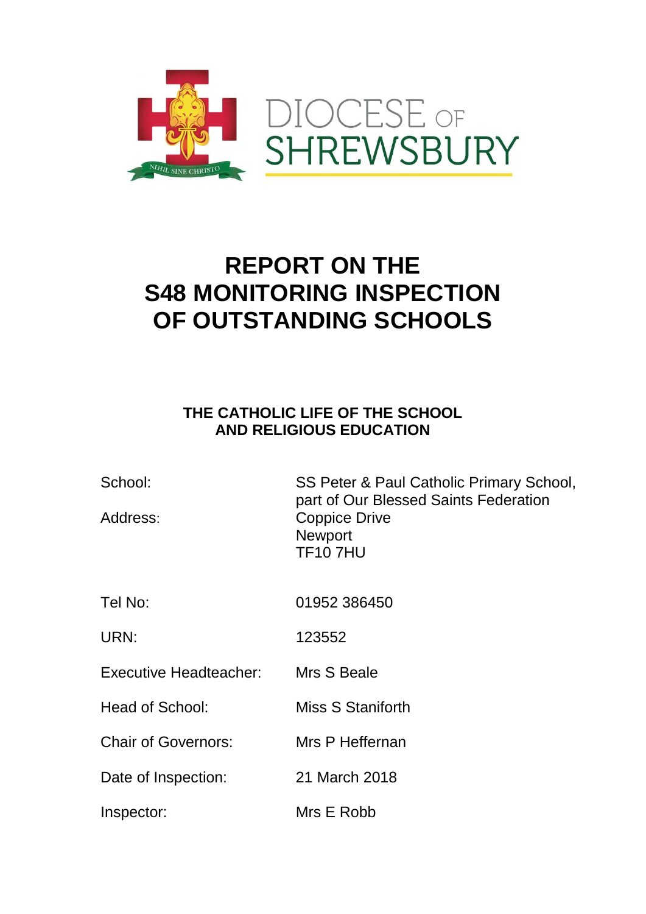DIOCESE OF SHREWSBURY

# REPORT ON THE S48 MONITORING INSPECTION OF OUTSTANDING SCHOOLS

## THE CATHOLIC LIFE OF THE SCHOOL AND RELIGIOUS EDUCATION

| | |
|---|---|
| School: | SS Peter & Paul Catholic Primary School, part of Our Blessed Saints Federation |
| Address: | Coppice Drive<br>Newport<br>TF10 7HU |
| Tel No: | 01952 386450 |
| URN: | 123552 |
| Executive Headteacher: | Mrs S Beale |
| Head of School: | Miss S Staniforth |
| Chair of Governors: | Mrs P Heffernan |
| Date of Inspection: | 21 March 2018 |
| Inspector: | Mrs E Robb |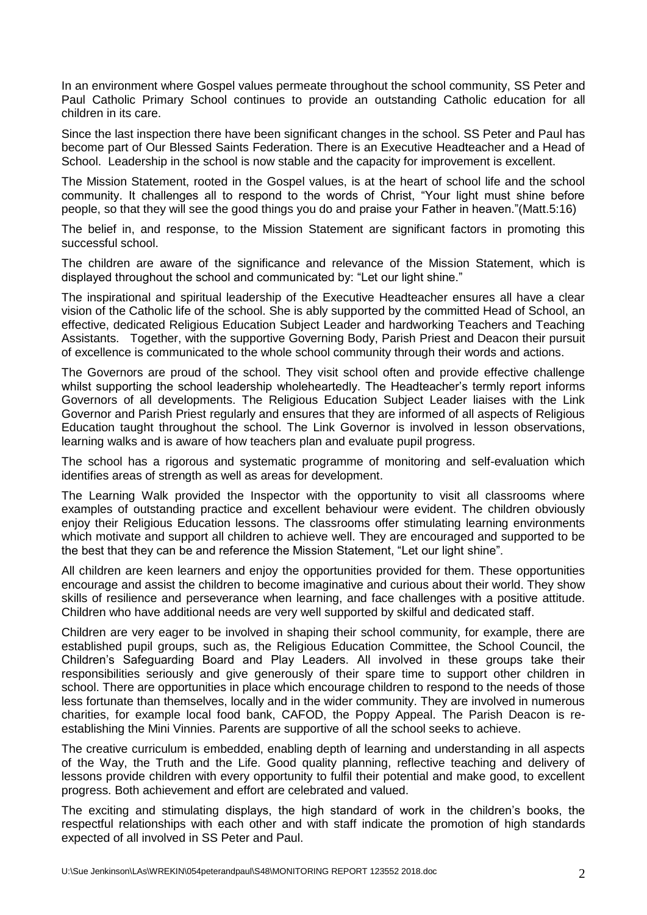In an environment where Gospel values permeate throughout the school community, SS Peter and Paul Catholic Primary School continues to provide an outstanding Catholic education for all children in its care.

Since the last inspection there have been significant changes in the school. SS Peter and Paul has become part of Our Blessed Saints Federation. There is an Executive Headteacher and a Head of School. Leadership in the school is now stable and the capacity for improvement is excellent.

The Mission Statement, rooted in the Gospel values, is at the heart of school life and the school community. It challenges all to respond to the words of Christ, "Your light must shine before people, so that they will see the good things you do and praise your Father in heaven."(Matt.5:16)

The belief in, and response, to the Mission Statement are significant factors in promoting this successful school.

The children are aware of the significance and relevance of the Mission Statement, which is displayed throughout the school and communicated by: "Let our light shine."

The inspirational and spiritual leadership of the Executive Headteacher ensures all have a clear vision of the Catholic life of the school. She is ably supported by the committed Head of School, an effective, dedicated Religious Education Subject Leader and hardworking Teachers and Teaching Assistants. Together, with the supportive Governing Body, Parish Priest and Deacon their pursuit of excellence is communicated to the whole school community through their words and actions.

The Governors are proud of the school. They visit school often and provide effective challenge whilst supporting the school leadership wholeheartedly. The Headteacher's termly report informs Governors of all developments. The Religious Education Subject Leader liaises with the Link Governor and Parish Priest regularly and ensures that they are informed of all aspects of Religious Education taught throughout the school. The Link Governor is involved in lesson observations, learning walks and is aware of how teachers plan and evaluate pupil progress.

The school has a rigorous and systematic programme of monitoring and self-evaluation which identifies areas of strength as well as areas for development.

The Learning Walk provided the Inspector with the opportunity to visit all classrooms where examples of outstanding practice and excellent behaviour were evident. The children obviously enjoy their Religious Education lessons. The classrooms offer stimulating learning environments which motivate and support all children to achieve well. They are encouraged and supported to be the best that they can be and reference the Mission Statement, "Let our light shine".

All children are keen learners and enjoy the opportunities provided for them. These opportunities encourage and assist the children to become imaginative and curious about their world. They show skills of resilience and perseverance when learning, and face challenges with a positive attitude. Children who have additional needs are very well supported by skilful and dedicated staff.

Children are very eager to be involved in shaping their school community, for example, there are established pupil groups, such as, the Religious Education Committee, the School Council, the Children's Safeguarding Board and Play Leaders. All involved in these groups take their responsibilities seriously and give generously of their spare time to support other children in school. There are opportunities in place which encourage children to respond to the needs of those less fortunate than themselves, locally and in the wider community. They are involved in numerous charities, for example local food bank, CAFOD, the Poppy Appeal. The Parish Deacon is re-establishing the Mini Vinnies. Parents are supportive of all the school seeks to achieve.

The creative curriculum is embedded, enabling depth of learning and understanding in all aspects of the Way, the Truth and the Life. Good quality planning, reflective teaching and delivery of lessons provide children with every opportunity to fulfil their potential and make good, to excellent progress. Both achievement and effort are celebrated and valued.

The exciting and stimulating displays, the high standard of work in the children's books, the respectful relationships with each other and with staff indicate the promotion of high standards expected of all involved in SS Peter and Paul.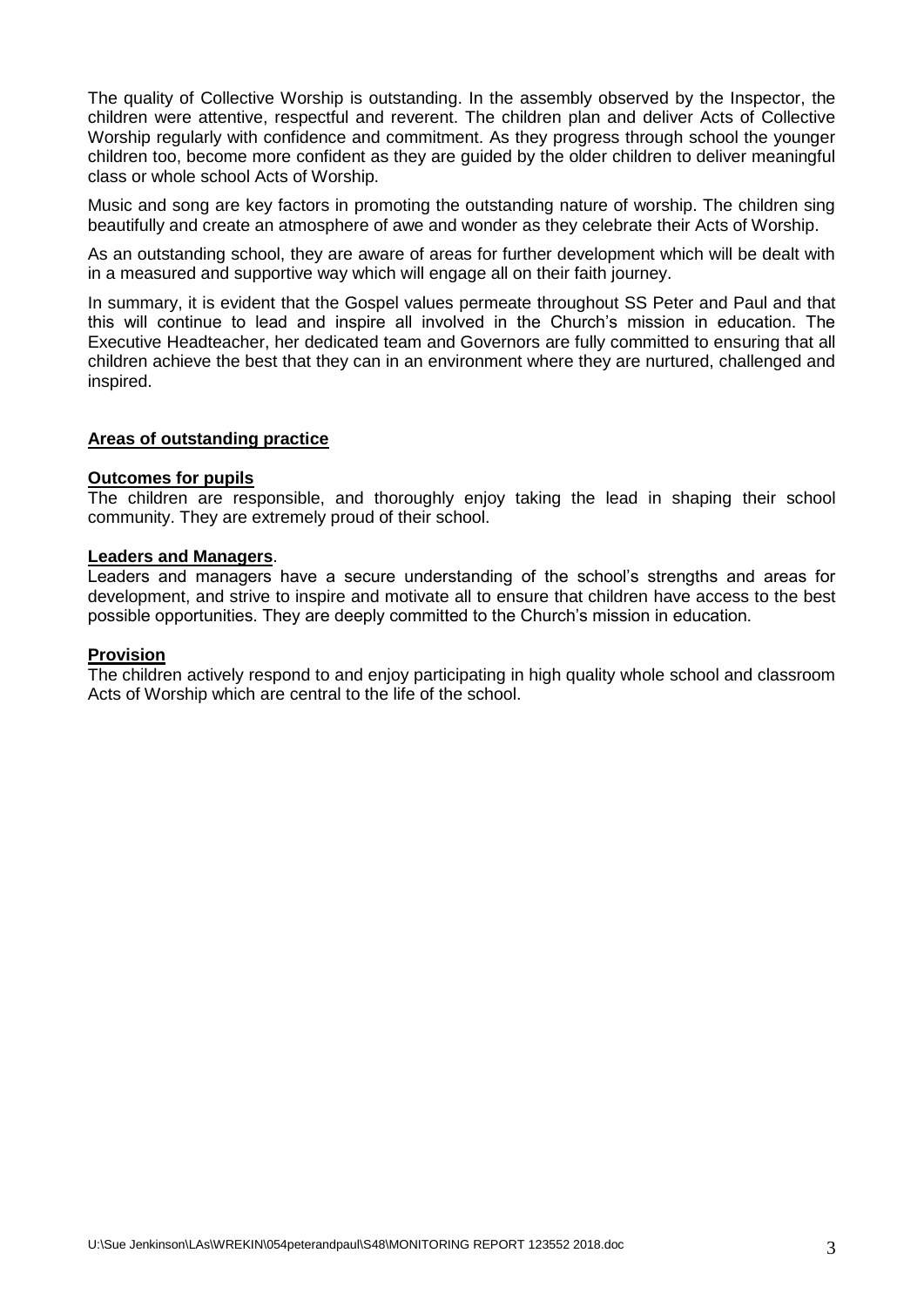The quality of Collective Worship is outstanding. In the assembly observed by the Inspector, the children were attentive, respectful and reverent. The children plan and deliver Acts of Collective Worship regularly with confidence and commitment. As they progress through school the younger children too, become more confident as they are guided by the older children to deliver meaningful class or whole school Acts of Worship.

Music and song are key factors in promoting the outstanding nature of worship. The children sing beautifully and create an atmosphere of awe and wonder as they celebrate their Acts of Worship.

As an outstanding school, they are aware of areas for further development which will be dealt with in a measured and supportive way which will engage all on their faith journey.

In summary, it is evident that the Gospel values permeate throughout SS Peter and Paul and that this will continue to lead and inspire all involved in the Church's mission in education. The Executive Headteacher, her dedicated team and Governors are fully committed to ensuring that all children achieve the best that they can in an environment where they are nurtured, challenged and inspired.

**Areas of outstanding practice**

**Outcomes for pupils**

The children are responsible, and thoroughly enjoy taking the lead in shaping their school community. They are extremely proud of their school.

**Leaders and Managers**.

Leaders and managers have a secure understanding of the school's strengths and areas for development, and strive to inspire and motivate all to ensure that children have access to the best possible opportunities. They are deeply committed to the Church's mission in education.

**Provision**

The children actively respond to and enjoy participating in high quality whole school and classroom Acts of Worship which are central to the life of the school.

U:\Sue Jenkinson\LAs\WREKIN\054peterandpaul\S48\MONITORING REPORT 123552 2018.doc